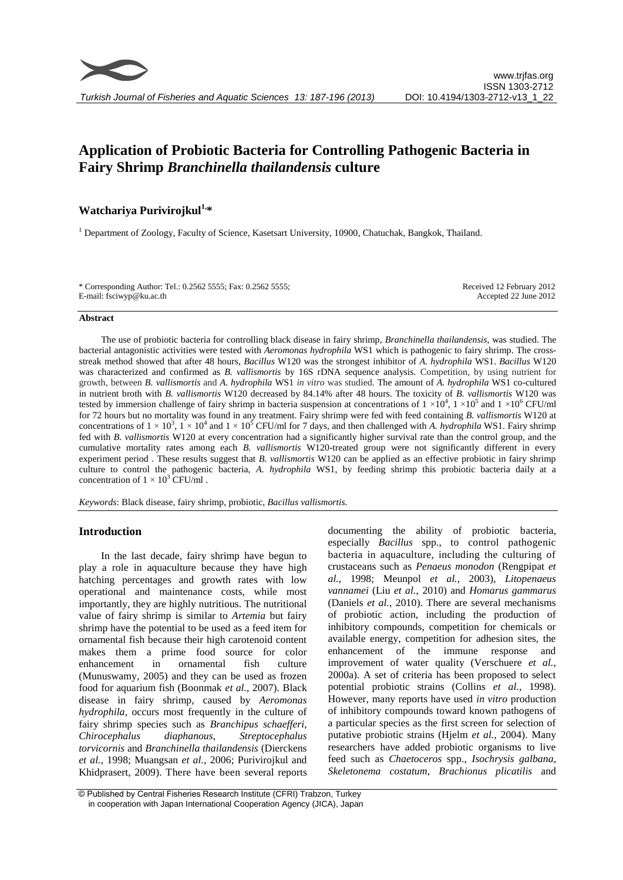# Application of Probiotic Bacteria for Controlling Pathogenic Bacteria in Fairy Shrimp *Branchinella thailandensis* culture

**Watchariya Purivirojkul[1],***

[1] Department of Zoology, Faculty of Science, Kasetsart University, 10900, Chatuchak, Bangkok, Thailand.

\* Corresponding Author: Tel.: 0.2562 5555; Fax: 0.2562 5555;
E-mail: fsciwyp@ku.ac.th

Received 12 February 2012
Accepted 22 June 2012

### Abstract

The use of probiotic bacteria for controlling black disease in fairy shrimp, *Branchinella thailandensis*, was studied. The bacterial antagonistic activities were tested with *Aeromonas hydrophila* WS1 which is pathogenic to fairy shrimp. The cross-streak method showed that after 48 hours, *Bacillus* W120 was the strongest inhibitor of *A. hydrophila* WS1. *Bacillus* W120 was characterized and confirmed as *B. vallismortis* by 16S rDNA sequence analysis. Competition, by using nutrient for growth, between *B. vallismortis* and *A. hydrophila* WS1 *in vitro* was studied. The amount of *A. hydrophila* WS1 co-cultured in nutrient broth with *B. vallismortis* W120 decreased by 84.14% after 48 hours. The toxicity of *B. vallismortis* W120 was tested by immersion challenge of fairy shrimp in bacteria suspension at concentrations of $1 \times 10^4$, $1 \times 10^5$ and $1 \times 10^6$ CFU/ml for 72 hours but no mortality was found in any treatment. Fairy shrimp were fed with feed containing *B. vallismortis* W120 at concentrations of $1 \times 10^3$, $1 \times 10^4$ and $1 \times 10^5$ CFU/ml for 7 days, and then challenged with *A. hydrophila* WS1. Fairy shrimp fed with *B. vallismortis* W120 at every concentration had a significantly higher survival rate than the control group, and the cumulative mortality rates among each *B. vallismortis* W120-treated group were not significantly different in every experiment period . These results suggest that *B. vallismortis* W120 can be applied as an effective probiotic in fairy shrimp culture to control the pathogenic bacteria, *A. hydrophila* WS1, by feeding shrimp this probiotic bacteria daily at a concentration of $1 \times 10^3$ CFU/ml .

*Keywords*: Black disease, fairy shrimp, probiotic, *Bacillus vallismortis.*

## Introduction

In the last decade, fairy shrimp have begun to play a role in aquaculture because they have high hatching percentages and growth rates with low operational and maintenance costs, while most importantly, they are highly nutritious. The nutritional value of fairy shrimp is similar to *Artemia* but fairy shrimp have the potential to be used as a feed item for ornamental fish because their high carotenoid content makes them a prime food source for color enhancement in ornamental fish culture (Munuswamy, 2005) and they can be used as frozen food for aquarium fish (Boonmak *et al.*, 2007). Black disease in fairy shrimp, caused by *Aeromonas hydrophila*, occurs most frequently in the culture of fairy shrimp species such as *Branchipus schaefferi*, *Chirocephalus diaphanous*, *Streptocephalus torvicornis* and *Branchinella thailandensis* (Dierckens *et al.*, 1998; Muangsan *et al.*, 2006; Purivirojkul and Khidprasert, 2009). There have been several reports documenting the ability of probiotic bacteria, especially *Bacillus* spp., to control pathogenic bacteria in aquaculture, including the culturing of crustaceans such as *Penaeus monodon* (Rengpipat *et al.*, 1998; Meunpol *et al.*, 2003), *Litopenaeus vannamei* (Liu *et al.*, 2010) and *Homarus gammarus* (Daniels *et al.*, 2010). There are several mechanisms of probiotic action, including the production of inhibitory compounds, competition for chemicals or available energy, competition for adhesion sites, the enhancement of the immune response and improvement of water quality (Verschuere *et al.*, 2000a). A set of criteria has been proposed to select potential probiotic strains (Collins *et al.*, 1998). However, many reports have used *in vitro* production of inhibitory compounds toward known pathogens of a particular species as the first screen for selection of putative probiotic strains (Hjelm *et al.*, 2004). Many researchers have added probiotic organisms to live feed such as *Chaetoceros* spp., *Isochrysis galbana*, *Skeletonema costatum*, *Brachionus plicatilis* and

© Published by Central Fisheries Research Institute (CFRI) Trabzon, Turkey in cooperation with Japan International Cooperation Agency (JICA), Japan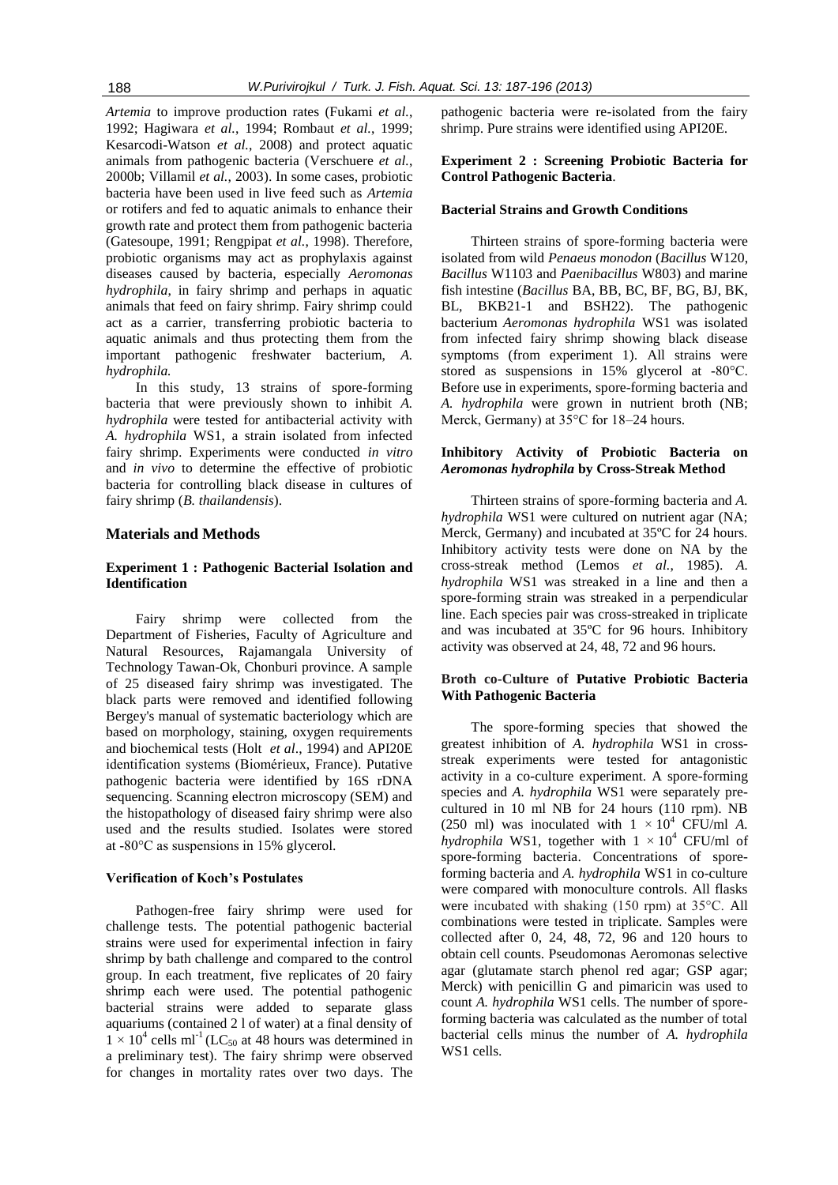*Artemia* to improve production rates (Fukami *et al.*, 1992; Hagiwara *et al.*, 1994; Rombaut *et al.*, 1999; Kesarcodi-Watson *et al.*, 2008) and protect aquatic animals from pathogenic bacteria (Verschuere *et al.*, 2000b; Villamil *et al.*, 2003). In some cases, probiotic bacteria have been used in live feed such as *Artemia* or rotifers and fed to aquatic animals to enhance their growth rate and protect them from pathogenic bacteria (Gatesoupe, 1991; Rengpipat *et al.*, 1998). Therefore, probiotic organisms may act as prophylaxis against diseases caused by bacteria, especially *Aeromonas hydrophila*, in fairy shrimp and perhaps in aquatic animals that feed on fairy shrimp. Fairy shrimp could act as a carrier, transferring probiotic bacteria to aquatic animals and thus protecting them from the important pathogenic freshwater bacterium, *A. hydrophila.*

In this study, 13 strains of spore-forming bacteria that were previously shown to inhibit *A. hydrophila* were tested for antibacterial activity with *A. hydrophila* WS1, a strain isolated from infected fairy shrimp. Experiments were conducted *in vitro* and *in vivo* to determine the effective of probiotic bacteria for controlling black disease in cultures of fairy shrimp (*B. thailandensis*).

## Materials and Methods

### Experiment 1 : Pathogenic Bacterial Isolation and Identification

Fairy shrimp were collected from the Department of Fisheries, Faculty of Agriculture and Natural Resources, Rajamangala University of Technology Tawan-Ok, Chonburi province. A sample of 25 diseased fairy shrimp was investigated. The black parts were removed and identified following Bergey's manual of systematic bacteriology which are based on morphology, staining, oxygen requirements and biochemical tests (Holt *et al*., 1994) and API20E identification systems (Biomérieux, France). Putative pathogenic bacteria were identified by 16S rDNA sequencing. Scanning electron microscopy (SEM) and the histopathology of diseased fairy shrimp were also used and the results studied. Isolates were stored at -80°C as suspensions in 15% glycerol.

#### Verification of Koch's Postulates

Pathogen-free fairy shrimp were used for challenge tests. The potential pathogenic bacterial strains were used for experimental infection in fairy shrimp by bath challenge and compared to the control group. In each treatment, five replicates of 20 fairy shrimp each were used. The potential pathogenic bacterial strains were added to separate glass aquariums (contained 2 l of water) at a final density of $1 \times 10^4$ cells ml$^{-1}$ ($LC_{50}$ at 48 hours was determined in a preliminary test). The fairy shrimp were observed for changes in mortality rates over two days. The pathogenic bacteria were re-isolated from the fairy shrimp. Pure strains were identified using API20E.

### Experiment 2 : Screening Probiotic Bacteria for Control Pathogenic Bacteria.

#### Bacterial Strains and Growth Conditions

Thirteen strains of spore-forming bacteria were isolated from wild *Penaeus monodon* (*Bacillus* W120, *Bacillus* W1103 and *Paenibacillus* W803) and marine fish intestine (*Bacillus* BA, BB, BC, BF, BG, BJ, BK, BL, BKB21-1 and BSH22). The pathogenic bacterium *Aeromonas hydrophila* WS1 was isolated from infected fairy shrimp showing black disease symptoms (from experiment 1). All strains were stored as suspensions in 15% glycerol at -80°C. Before use in experiments, spore-forming bacteria and *A. hydrophila* were grown in nutrient broth (NB; Merck, Germany) at 35°C for 18–24 hours.

#### Inhibitory Activity of Probiotic Bacteria on *Aeromonas hydrophila* by Cross-Streak Method

Thirteen strains of spore-forming bacteria and *A. hydrophila* WS1 were cultured on nutrient agar (NA; Merck, Germany) and incubated at 35ºC for 24 hours. Inhibitory activity tests were done on NA by the cross-streak method (Lemos *et al.*, 1985). *A. hydrophila* WS1 was streaked in a line and then a spore-forming strain was streaked in a perpendicular line. Each species pair was cross-streaked in triplicate and was incubated at 35ºC for 96 hours. Inhibitory activity was observed at 24, 48, 72 and 96 hours.

#### Broth co-Culture of Putative Probiotic Bacteria With Pathogenic Bacteria

The spore-forming species that showed the greatest inhibition of *A. hydrophila* WS1 in cross-streak experiments were tested for antagonistic activity in a co-culture experiment. A spore-forming species and *A. hydrophila* WS1 were separately pre-cultured in 10 ml NB for 24 hours (110 rpm). NB (250 ml) was inoculated with $1 \times 10^4$ CFU/ml *A. hydrophila* WS1, together with $1 \times 10^4$ CFU/ml of spore-forming bacteria. Concentrations of spore-forming bacteria and *A. hydrophila* WS1 in co-culture were compared with monoculture controls. All flasks were incubated with shaking (150 rpm) at 35°C. All combinations were tested in triplicate. Samples were collected after 0, 24, 48, 72, 96 and 120 hours to obtain cell counts. Pseudomonas Aeromonas selective agar (glutamate starch phenol red agar; GSP agar; Merck) with penicillin G and pimaricin was used to count *A. hydrophila* WS1 cells. The number of spore-forming bacteria was calculated as the number of total bacterial cells minus the number of *A. hydrophila* WS1 cells.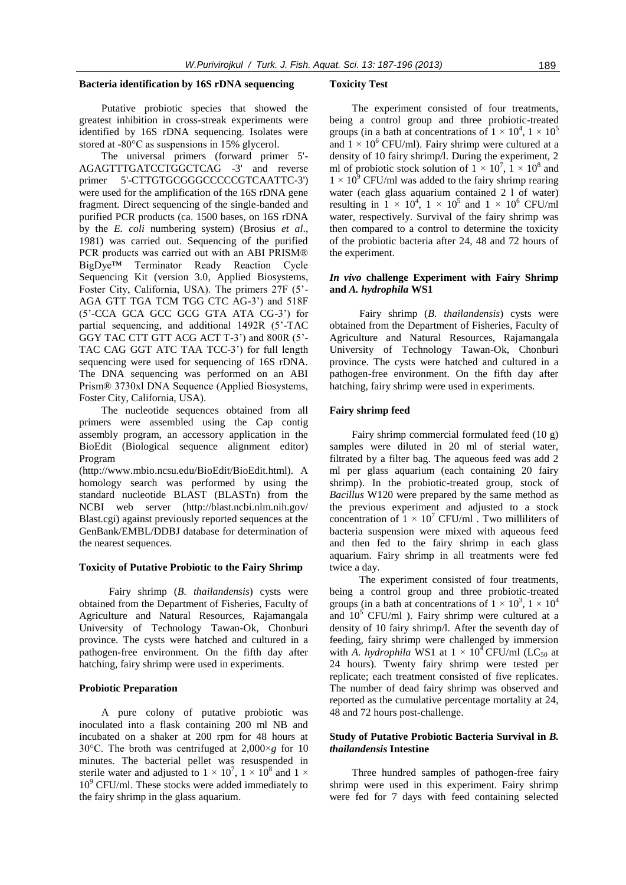### Bacteria identification by 16S rDNA sequencing

Putative probiotic species that showed the greatest inhibition in cross-streak experiments were identified by 16S rDNA sequencing. Isolates were stored at -80°C as suspensions in 15% glycerol.

The universal primers (forward primer 5'-AGAGTTTGATCCTGGCTCAG -3' and reverse primer 5'-CTTGTGCGGGCCCCCGTCAATTC-3') were used for the amplification of the 16S rDNA gene fragment. Direct sequencing of the single-banded and purified PCR products (ca. 1500 bases, on 16S rDNA by the *E. coli* numbering system) (Brosius *et al*., 1981) was carried out. Sequencing of the purified PCR products was carried out with an ABI PRISM® BigDye™ Terminator Ready Reaction Cycle Sequencing Kit (version 3.0, Applied Biosystems, Foster City, California, USA). The primers 27F (5'-AGA GTT TGA TCM TGG CTC AG-3') and 518F (5'-CCA GCA GCC GCG GTA ATA CG-3') for partial sequencing, and additional 1492R (5'-TAC GGY TAC CTT GTT ACG ACT T-3') and 800R (5'-TAC CAG GGT ATC TAA TCC-3') for full length sequencing were used for sequencing of 16S rDNA. The DNA sequencing was performed on an ABI Prism® 3730xl DNA Sequence (Applied Biosystems, Foster City, California, USA).

The nucleotide sequences obtained from all primers were assembled using the Cap contig assembly program, an accessory application in the BioEdit (Biological sequence alignment editor) Program (http://www.mbio.ncsu.edu/BioEdit/BioEdit.html). A homology search was performed by using the standard nucleotide BLAST (BLASTn) from the NCBI web server (http://blast.ncbi.nlm.nih.gov/Blast.cgi) against previously reported sequences at the GenBank/EMBL/DDBJ database for determination of the nearest sequences.

### Toxicity of Putative Probiotic to the Fairy Shrimp

Fairy shrimp (*B. thailandensis*) cysts were obtained from the Department of Fisheries, Faculty of Agriculture and Natural Resources, Rajamangala University of Technology Tawan-Ok, Chonburi province. The cysts were hatched and cultured in a pathogen-free environment. On the fifth day after hatching, fairy shrimp were used in experiments.

### Probiotic Preparation

A pure colony of putative probiotic was inoculated into a flask containing 200 ml NB and incubated on a shaker at 200 rpm for 48 hours at 30°C. The broth was centrifuged at 2,000×*g* for 10 minutes. The bacterial pellet was resuspended in sterile water and adjusted to $1 \times 10^7$, $1 \times 10^8$ and $1 \times 10^9$ CFU/ml. These stocks were added immediately to the fairy shrimp in the glass aquarium.

### Toxicity Test

The experiment consisted of four treatments, being a control group and three probiotic-treated groups (in a bath at concentrations of $1 \times 10^4$, $1 \times 10^5$ and $1 \times 10^6$ CFU/ml). Fairy shrimp were cultured at a density of 10 fairy shrimp/l. During the experiment, 2 ml of probiotic stock solution of $1 \times 10^7$, $1 \times 10^8$ and $1 \times 10^9$ CFU/ml was added to the fairy shrimp rearing water (each glass aquarium contained 2 l of water) resulting in $1 \times 10^4$, $1 \times 10^5$ and $1 \times 10^6$ CFU/ml water, respectively. Survival of the fairy shrimp was then compared to a control to determine the toxicity of the probiotic bacteria after 24, 48 and 72 hours of the experiment.

### *In vivo* challenge Experiment with Fairy Shrimp and *A. hydrophila* WS1

Fairy shrimp (*B. thailandensis*) cysts were obtained from the Department of Fisheries, Faculty of Agriculture and Natural Resources, Rajamangala University of Technology Tawan-Ok, Chonburi province. The cysts were hatched and cultured in a pathogen-free environment. On the fifth day after hatching, fairy shrimp were used in experiments.

### Fairy shrimp feed

Fairy shrimp commercial formulated feed (10 g) samples were diluted in 20 ml of sterial water, filtrated by a filter bag. The aqueous feed was add 2 ml per glass aquarium (each containing 20 fairy shrimp). In the probiotic-treated group, stock of *Bacillus* W120 were prepared by the same method as the previous experiment and adjusted to a stock concentration of $1 \times 10^7$ CFU/ml . Two milliliters of bacteria suspension were mixed with aqueous feed and then fed to the fairy shrimp in each glass aquarium. Fairy shrimp in all treatments were fed twice a day.

The experiment consisted of four treatments, being a control group and three probiotic-treated groups (in a bath at concentrations of $1 \times 10^3$, $1 \times 10^4$ and $10^5$ CFU/ml ). Fairy shrimp were cultured at a density of 10 fairy shrimp/l. After the seventh day of feeding, fairy shrimp were challenged by immersion with *A. hydrophila* WS1 at $1 \times 10^4$ CFU/ml ($LC_{50}$ at 24 hours). Twenty fairy shrimp were tested per replicate; each treatment consisted of five replicates. The number of dead fairy shrimp was observed and reported as the cumulative percentage mortality at 24, 48 and 72 hours post-challenge.

### Study of Putative Probiotic Bacteria Survival in *B. thailandensis* Intestine

Three hundred samples of pathogen-free fairy shrimp were used in this experiment. Fairy shrimp were fed for 7 days with feed containing selected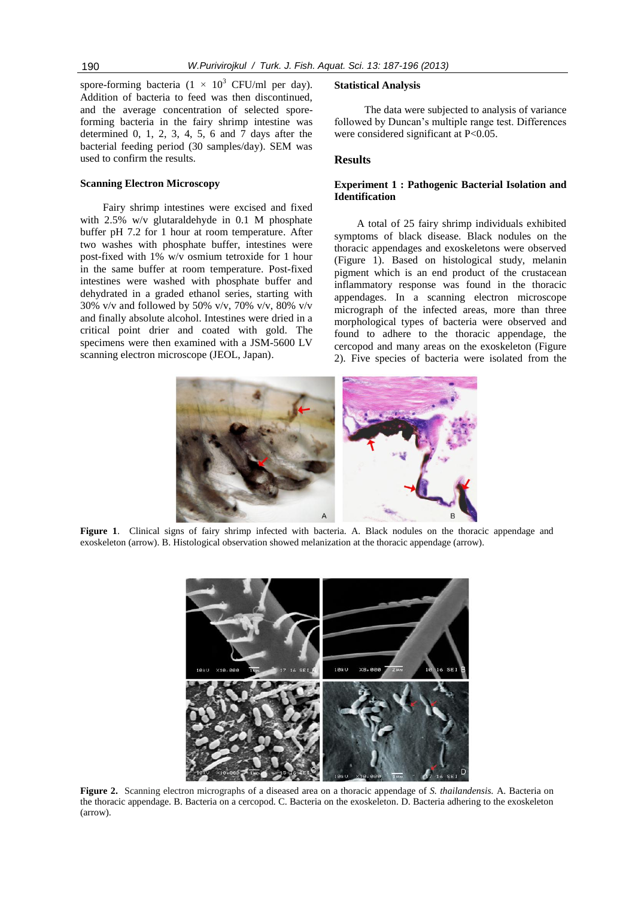spore-forming bacteria ($1 \times 10^3$ CFU/ml per day). Addition of bacteria to feed was then discontinued, and the average concentration of selected spore-forming bacteria in the fairy shrimp intestine was determined 0, 1, 2, 3, 4, 5, 6 and 7 days after the bacterial feeding period (30 samples/day). SEM was used to confirm the results.

### Scanning Electron Microscopy

Fairy shrimp intestines were excised and fixed with 2.5% w/v glutaraldehyde in 0.1 M phosphate buffer pH 7.2 for 1 hour at room temperature. After two washes with phosphate buffer, intestines were post-fixed with 1% w/v osmium tetroxide for 1 hour in the same buffer at room temperature. Post-fixed intestines were washed with phosphate buffer and dehydrated in a graded ethanol series, starting with 30% v/v and followed by 50% v/v, 70% v/v, 80% v/v and finally absolute alcohol. Intestines were dried in a critical point drier and coated with gold. The specimens were then examined with a JSM-5600 LV scanning electron microscope (JEOL, Japan).

### Statistical Analysis

The data were subjected to analysis of variance followed by Duncan's multiple range test. Differences were considered significant at $P<0.05$.

## Results

### Experiment 1 : Pathogenic Bacterial Isolation and Identification

A total of 25 fairy shrimp individuals exhibited symptoms of black disease. Black nodules on the thoracic appendages and exoskeletons were observed (Figure 1). Based on histological study, melanin pigment which is an end product of the crustacean inflammatory response was found in the thoracic appendages. In a scanning electron microscope micrograph of the infected areas, more than three morphological types of bacteria were observed and found to adhere to the thoracic appendage, the cercopod and many areas on the exoskeleton (Figure 2). Five species of bacteria were isolated from the

**Figure 1**. Clinical signs of fairy shrimp infected with bacteria. A. Black nodules on the thoracic appendage and exoskeleton (arrow). B. Histological observation showed melanization at the thoracic appendage (arrow).

**Figure 2.** Scanning electron micrographs of a diseased area on a thoracic appendage of *S. thailandensis.* A. Bacteria on the thoracic appendage. B. Bacteria on a cercopod. C. Bacteria on the exoskeleton. D. Bacteria adhering to the exoskeleton (arrow).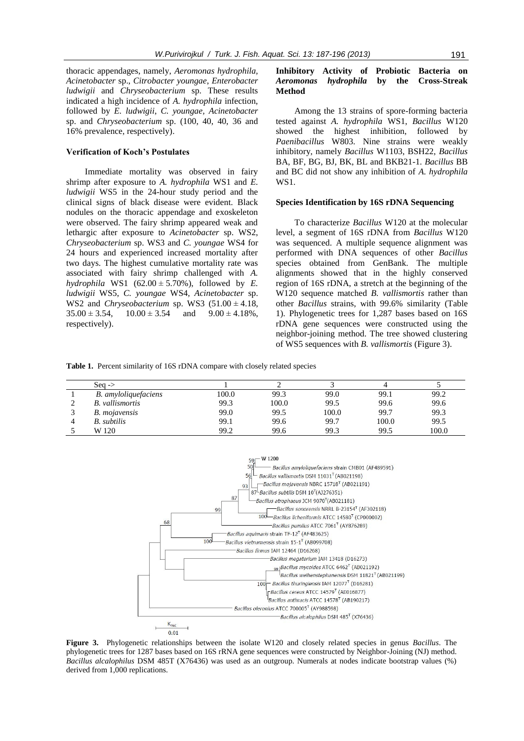thoracic appendages, namely, *Aeromonas hydrophila, Acinetobacter* sp., *Citrobacter youngae, Enterobacter ludwigii* and *Chryseobacterium* sp. These results indicated a high incidence of *A. hydrophila* infection, followed by *E. ludwigii*, *C. youngae, Acinetobacter* sp. and *Chryseobacterium* sp. (100, 40, 40, 36 and 16% prevalence, respectively).

### Verification of Koch's Postulates

Immediate mortality was observed in fairy shrimp after exposure to *A. hydrophila* WS1 and *E. ludwigii* WS5 in the 24-hour study period and the clinical signs of black disease were evident. Black nodules on the thoracic appendage and exoskeleton were observed. The fairy shrimp appeared weak and lethargic after exposure to *Acinetobacter* sp. WS2, *Chryseobacterium* sp. WS3 and *C. youngae* WS4 for 24 hours and experienced increased mortality after two days. The highest cumulative mortality rate was associated with fairy shrimp challenged with *A. hydrophila* WS1 ($62.00 \pm 5.70\%$), followed by *E. ludwigii* WS5, *C. youngae* WS4, *Acinetobacter* sp. WS2 and *Chryseobacterium* sp. WS3 ($51.00 \pm 4.18$, $35.00 \pm 3.54$, $10.00 \pm 3.54$ and $9.00 \pm 4.18\%$, respectively).

### Inhibitory Activity of Probiotic Bacteria on *Aeromonas hydrophila* by the Cross-Streak Method

Among the 13 strains of spore-forming bacteria tested against *A. hydrophila* WS1, *Bacillus* W120 showed the highest inhibition, followed by *Paenibacillus* W803. Nine strains were weakly inhibitory, namely *Bacillus* W1103, BSH22, *Bacillus* BA, BF, BG, BJ, BK, BL and BKB21-1. *Bacillus* BB and BC did not show any inhibition of *A. hydrophila* WS1.

### Species Identification by 16S rDNA Sequencing

To characterize *Bacillus* W120 at the molecular level, a segment of 16S rDNA from *Bacillus* W120 was sequenced. A multiple sequence alignment was performed with DNA sequences of other *Bacillus* species obtained from GenBank. The multiple alignments showed that in the highly conserved region of 16S rDNA, a stretch at the beginning of the W120 sequence matched *B. vallismortis* rather than other *Bacillus* strains, with 99.6% similarity (Table 1). Phylogenetic trees for 1,287 bases based on 16S rDNA gene sequences were constructed using the neighbor-joining method. The tree showed clustering of WS5 sequences with *B. vallismortis* (Figure 3).

**Table 1.** Percent similarity of 16S rDNA compare with closely related species

| | Seq -> | 1 | 2 | 3 | 4 | 5 |
|---|---|---|---|---|---|---|
| 1 | *B. amyloliquefaciens* | 100.0 | 99.3 | 99.0 | 99.1 | 99.2 |
| 2 | *B. vallismortis* | 99.3 | 100.0 | 99.5 | 99.6 | 99.6 |
| 3 | *B. mojavensis* | 99.0 | 99.5 | 100.0 | 99.7 | 99.3 |
| 4 | *B. subtilis* | 99.1 | 99.6 | 99.7 | 100.0 | 99.5 |
| 5 | W 120 | 99.2 | 99.6 | 99.3 | 99.5 | 100.0 |

**Figure 3.** Phylogenetic relationships between the isolate W120 and closely related species in genus *Bacillus*. The phylogenetic trees for 1287 bases based on 16S rRNA gene sequences were constructed by Neighbor-Joining (NJ) method. *Bacillus alcalophilus* DSM 485T (X76436) was used as an outgroup. Numerals at nodes indicate bootstrap values (%) derived from 1,000 replications.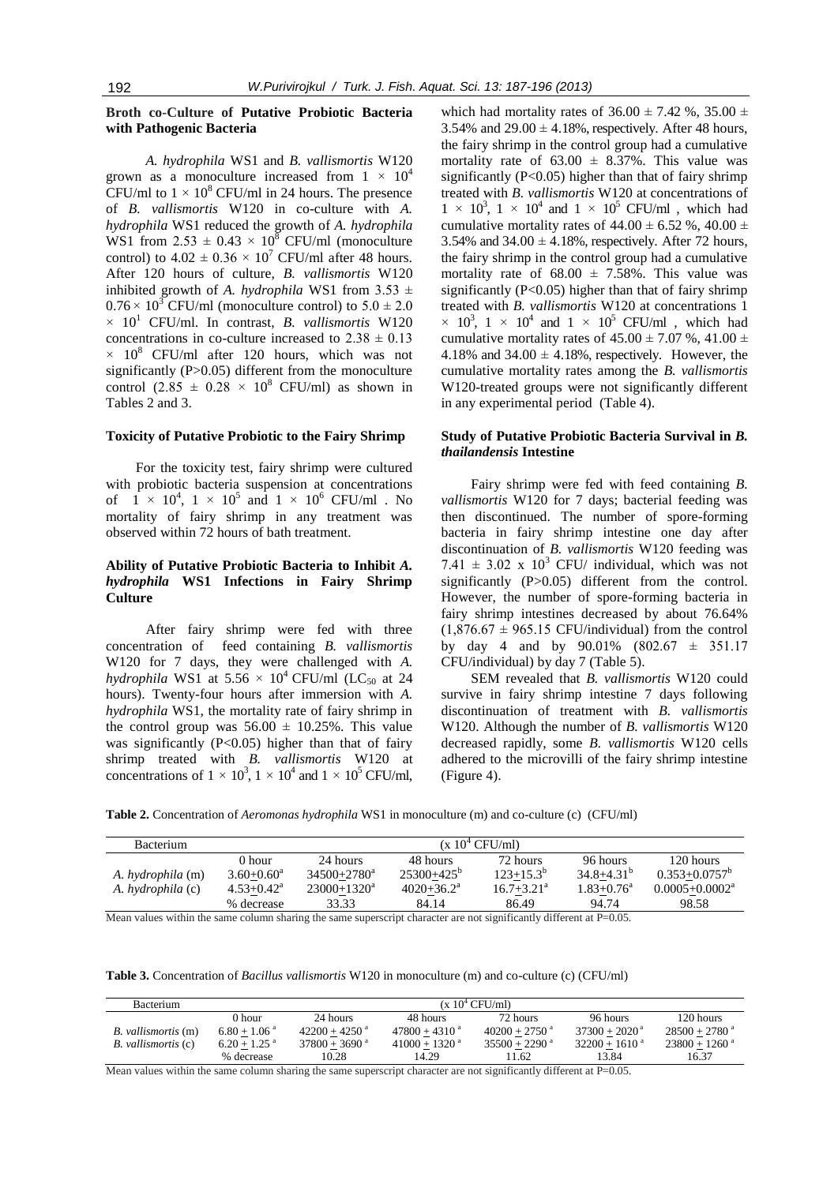## Broth co-Culture of Putative Probiotic Bacteria with Pathogenic Bacteria

*A. hydrophila* WS1 and *B. vallismortis* W120 grown as a monoculture increased from $1 \times 10^4$ CFU/ml to $1 \times 10^8$ CFU/ml in 24 hours. The presence of *B. vallismortis* W120 in co-culture with *A. hydrophila* WS1 reduced the growth of *A. hydrophila* WS1 from $2.53 \pm 0.43 \times 10^8$ CFU/ml (monoculture control) to $4.02 \pm 0.36 \times 10^7$ CFU/ml after 48 hours. After 120 hours of culture, *B. vallismortis* W120 inhibited growth of *A. hydrophila* WS1 from $3.53 \pm 0.76 \times 10^3$ CFU/ml (monoculture control) to $5.0 \pm 2.0 \times 10^1$ CFU/ml. In contrast, *B. vallismortis* W120 concentrations in co-culture increased to $2.38 \pm 0.13 \times 10^8$ CFU/ml after 120 hours, which was not significantly (P>0.05) different from the monoculture control ($2.85 \pm 0.28 \times 10^8$ CFU/ml) as shown in Tables 2 and 3.

## Toxicity of Putative Probiotic to the Fairy Shrimp

For the toxicity test, fairy shrimp were cultured with probiotic bacteria suspension at concentrations of $1 \times 10^4$, $1 \times 10^5$ and $1 \times 10^6$ CFU/ml . No mortality of fairy shrimp in any treatment was observed within 72 hours of bath treatment.

## Ability of Putative Probiotic Bacteria to Inhibit *A. hydrophila* WS1 Infections in Fairy Shrimp Culture

After fairy shrimp were fed with three concentration of feed containing *B. vallismortis* W120 for 7 days, they were challenged with *A. hydrophila* WS1 at $5.56 \times 10^4$ CFU/ml ($LC_{50}$ at 24 hours). Twenty-four hours after immersion with *A. hydrophila* WS1, the mortality rate of fairy shrimp in the control group was $56.00 \pm 10.25\%$. This value was significantly (P<0.05) higher than that of fairy shrimp treated with *B. vallismortis* W120 at concentrations of $1 \times 10^3$, $1 \times 10^4$ and $1 \times 10^5$ CFU/ml, which had mortality rates of $36.00 \pm 7.42$ %, $35.00 \pm 3.54\%$ and $29.00 \pm 4.18\%$, respectively. After 48 hours, the fairy shrimp in the control group had a cumulative mortality rate of $63.00 \pm 8.37\%$. This value was significantly (P<0.05) higher than that of fairy shrimp treated with *B. vallismortis* W120 at concentrations of $1 \times 10^3$, $1 \times 10^4$ and $1 \times 10^5$ CFU/ml , which had cumulative mortality rates of $44.00 \pm 6.52$ %, $40.00 \pm 3.54\%$ and $34.00 \pm 4.18\%$, respectively. After 72 hours, the fairy shrimp in the control group had a cumulative mortality rate of $68.00 \pm 7.58\%$. This value was significantly (P<0.05) higher than that of fairy shrimp treated with *B. vallismortis* W120 at concentrations $1 \times 10^3$, $1 \times 10^4$ and $1 \times 10^5$ CFU/ml , which had cumulative mortality rates of $45.00 \pm 7.07$ %, $41.00 \pm 4.18\%$ and $34.00 \pm 4.18\%$, respectively. However, the cumulative mortality rates among the *B. vallismortis* W120-treated groups were not significantly different in any experimental period (Table 4).

## Study of Putative Probiotic Bacteria Survival in *B. thailandensis* Intestine

Fairy shrimp were fed with feed containing *B. vallismortis* W120 for 7 days; bacterial feeding was then discontinued. The number of spore-forming bacteria in fairy shrimp intestine one day after discontinuation of *B. vallismortis* W120 feeding was $7.41 \pm 3.02 \times 10^3$ CFU/ individual, which was not significantly (P>0.05) different from the control. However, the number of spore-forming bacteria in fairy shrimp intestines decreased by about 76.64% ($1,876.67 \pm 965.15$ CFU/individual) from the control by day 4 and by 90.01% ($802.67 \pm 351.17$ CFU/individual) by day 7 (Table 5).

SEM revealed that *B. vallismortis* W120 could survive in fairy shrimp intestine 7 days following discontinuation of treatment with *B. vallismortis* W120. Although the number of *B. vallismortis* W120 decreased rapidly, some *B. vallismortis* W120 cells adhered to the microvilli of the fairy shrimp intestine (Figure 4).

**Table 2.** Concentration of *Aeromonas hydrophila* WS1 in monoculture (m) and co-culture (c) (CFU/ml)

| Bacterium | ($\times 10^4$ CFU/ml) | | | | | |
|---|---|---|---|---|---|---|
| | 0 hour | 24 hours | 48 hours | 72 hours | 96 hours | 120 hours |
| *A. hydrophila* (m) | $3.60 \pm 0.60^a$ | $34500 \pm 2780^a$ | $25300 \pm 425^b$ | $123 \pm 15.3^b$ | $34.8 \pm 4.31^b$ | $0.353 \pm 0.0757^b$ |
| *A. hydrophila* (c) | $4.53 \pm 0.42^a$ | $23000 \pm 1320^a$ | $4020 \pm 36.2^a$ | $16.7 \pm 3.21^a$ | $1.83 \pm 0.76^a$ | $0.0005 \pm 0.0002^a$ |
| | % decrease | 33.33 | 84.14 | 86.49 | 94.74 | 98.58 |

Mean values within the same column sharing the same superscript character are not significantly different at P=0.05.

**Table 3.** Concentration of *Bacillus vallismortis* W120 in monoculture (m) and co-culture (c) (CFU/ml)

| Bacterium | ($\times 10^4$ CFU/ml) | | | | | |
|---|---|---|---|---|---|---|
| | 0 hour | 24 hours | 48 hours | 72 hours | 96 hours | 120 hours |
| *B. vallismortis* (m) | $6.80 \pm 1.06^a$ | $42200 \pm 4250^a$ | $47800 \pm 4310^a$ | $40200 \pm 2750^a$ | $37300 \pm 2020^a$ | $28500 \pm 2780^a$ |
| *B. vallismortis* (c) | $6.20 \pm 1.25^a$ | $37800 \pm 3690^a$ | $41000 \pm 1320^a$ | $35500 \pm 2290^a$ | $32200 \pm 1610^a$ | $23800 \pm 1260^a$ |
| | % decrease | 10.28 | 14.29 | 11.62 | 13.84 | 16.37 |

Mean values within the same column sharing the same superscript character are not significantly different at P=0.05.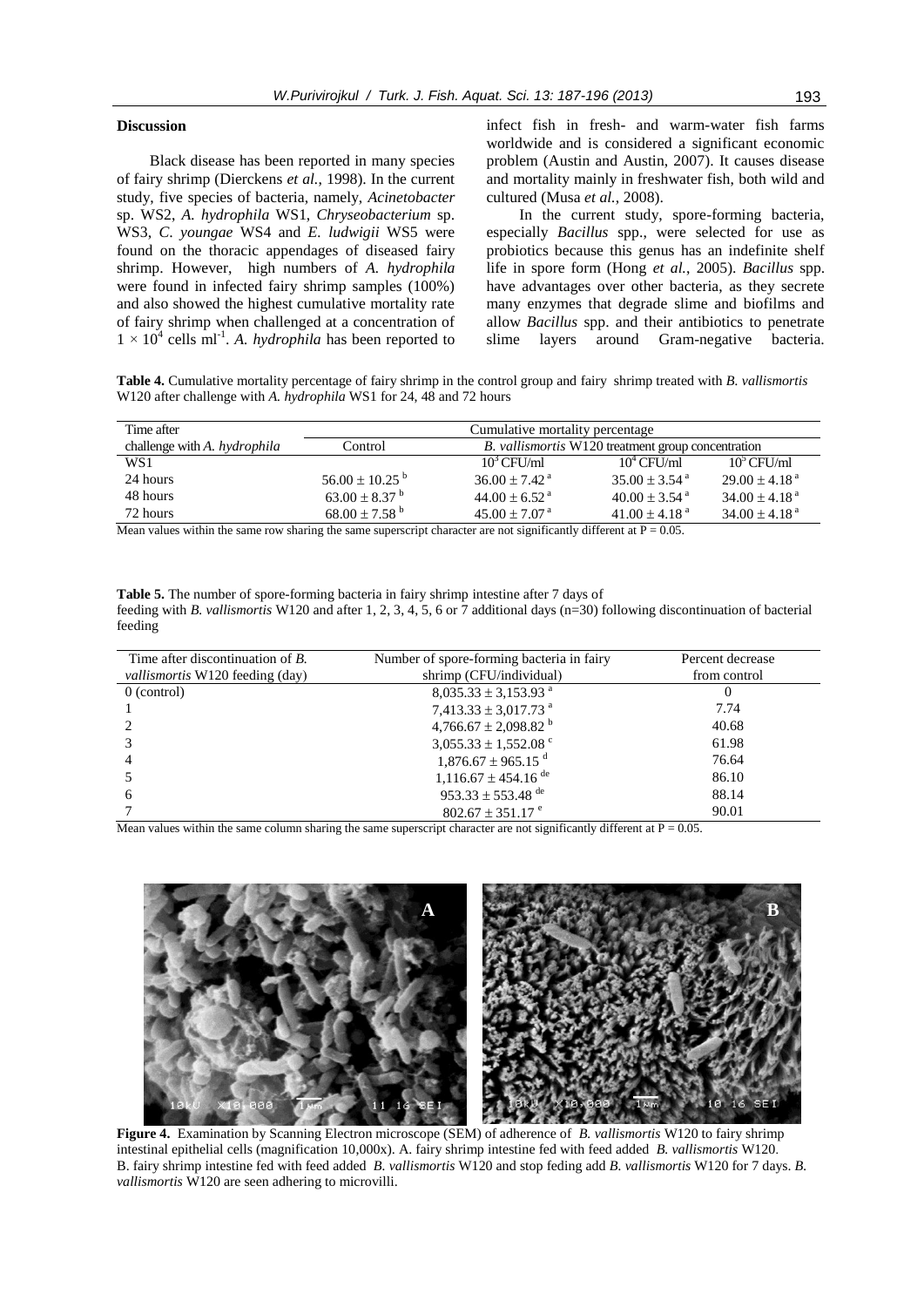## Discussion

Black disease has been reported in many species of fairy shrimp (Dierckens *et al.*, 1998). In the current study, five species of bacteria, namely, *Acinetobacter* sp. WS2, *A. hydrophila* WS1, *Chryseobacterium* sp. WS3, *C. youngae* WS4 and *E. ludwigii* WS5 were found on the thoracic appendages of diseased fairy shrimp. However, high numbers of *A. hydrophila* were found in infected fairy shrimp samples (100%) and also showed the highest cumulative mortality rate of fairy shrimp when challenged at a concentration of $1 \times 10^4$ cells ml$^{-1}$. *A. hydrophila* has been reported to infect fish in fresh- and warm-water fish farms worldwide and is considered a significant economic problem (Austin and Austin, 2007). It causes disease and mortality mainly in freshwater fish, both wild and cultured (Musa *et al.*, 2008).

In the current study, spore-forming bacteria, especially *Bacillus* spp., were selected for use as probiotics because this genus has an indefinite shelf life in spore form (Hong *et al.*, 2005). *Bacillus* spp. have advantages over other bacteria, as they secrete many enzymes that degrade slime and biofilms and allow *Bacillus* spp. and their antibiotics to penetrate slime layers around Gram-negative bacteria.

**Table 4.** Cumulative mortality percentage of fairy shrimp in the control group and fairy shrimp treated with *B. vallismortis* W120 after challenge with *A. hydrophila* WS1 for 24, 48 and 72 hours

| Time after challenge with *A. hydrophila* WS1 | Cumulative mortality percentage | | | |
|---|---|---|---|---|
| | Control | *B. vallismortis* W120 treatment group concentration | | |
| | | $10^3$ CFU/ml | $10^4$ CFU/ml | $10^5$ CFU/ml |
| 24 hours | $56.00 \pm 10.25^{b}$ | $36.00 \pm 7.42^{a}$ | $35.00 \pm 3.54^{a}$ | $29.00 \pm 4.18^{a}$ |
| 48 hours | $63.00 \pm 8.37^{b}$ | $44.00 \pm 6.52^{a}$ | $40.00 \pm 3.54^{a}$ | $34.00 \pm 4.18^{a}$ |
| 72 hours | $68.00 \pm 7.58^{b}$ | $45.00 \pm 7.07^{a}$ | $41.00 \pm 4.18^{a}$ | $34.00 \pm 4.18^{a}$ |

Mean values within the same row sharing the same superscript character are not significantly different at P = 0.05.

**Table 5.** The number of spore-forming bacteria in fairy shrimp intestine after 7 days of feeding with *B. vallismortis* W120 and after 1, 2, 3, 4, 5, 6 or 7 additional days (n=30) following discontinuation of bacterial feeding

| Time after discontinuation of *B. vallismortis* W120 feeding (day) | Number of spore-forming bacteria in fairy shrimp (CFU/individual) | Percent decrease from control |
|---|---|---|
| 0 (control) | $8,035.33 \pm 3,153.93^{a}$ | 0 |
| 1 | $7,413.33 \pm 3,017.73^{a}$ | 7.74 |
| 2 | $4,766.67 \pm 2,098.82^{b}$ | 40.68 |
| 3 | $3,055.33 \pm 1,552.08^{c}$ | 61.98 |
| 4 | $1,876.67 \pm 965.15^{d}$ | 76.64 |
| 5 | $1,116.67 \pm 454.16^{de}$ | 86.10 |
| 6 | $953.33 \pm 553.48^{de}$ | 88.14 |
| 7 | $802.67 \pm 351.17^{e}$ | 90.01 |

Mean values within the same column sharing the same superscript character are not significantly different at P = 0.05.

**Figure 4.** Examination by Scanning Electron microscope (SEM) of adherence of *B. vallismortis* W120 to fairy shrimp intestinal epithelial cells (magnification 10,000x). A. fairy shrimp intestine fed with feed added *B. vallismortis* W120. B. fairy shrimp intestine fed with feed added *B. vallismortis* W120 and stop feding add *B. vallismortis* W120 for 7 days. *B. vallismortis* W120 are seen adhering to microvilli.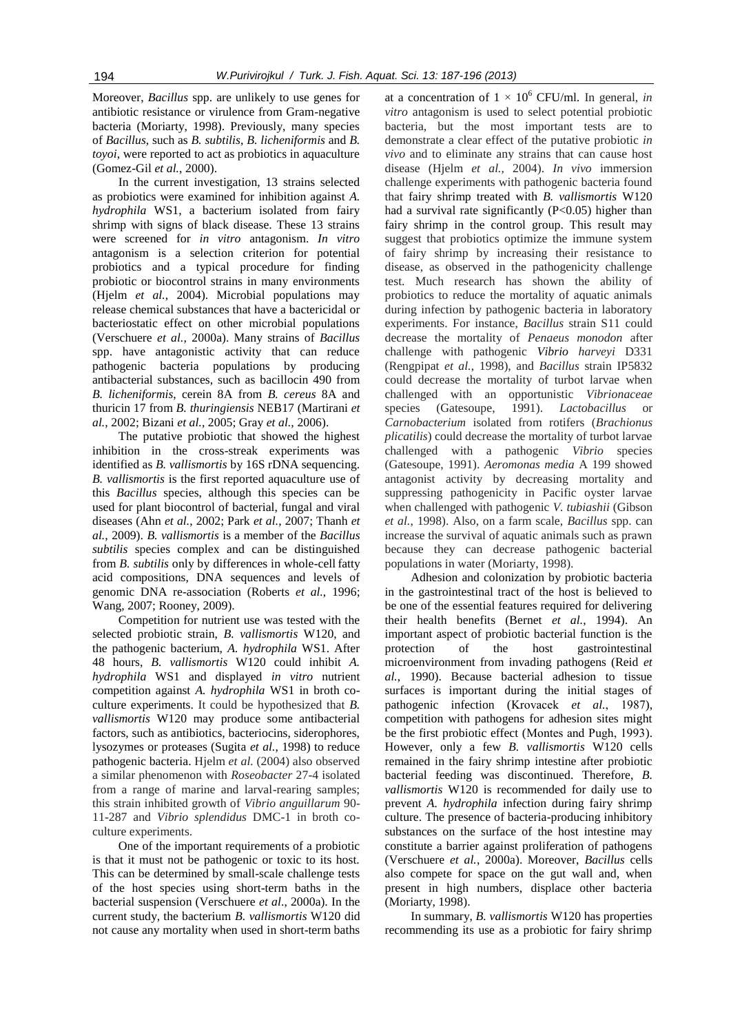Moreover, *Bacillus* spp. are unlikely to use genes for antibiotic resistance or virulence from Gram-negative bacteria (Moriarty, 1998). Previously, many species of *Bacillus*, such as *B. subtilis*, *B. licheniformis* and *B. toyoi*, were reported to act as probiotics in aquaculture (Gomez-Gil *et al.*, 2000).

In the current investigation, 13 strains selected as probiotics were examined for inhibition against *A. hydrophila* WS1, a bacterium isolated from fairy shrimp with signs of black disease. These 13 strains were screened for *in vitro* antagonism. *In vitro* antagonism is a selection criterion for potential probiotics and a typical procedure for finding probiotic or biocontrol strains in many environments (Hjelm *et al.*, 2004). Microbial populations may release chemical substances that have a bactericidal or bacteriostatic effect on other microbial populations (Verschuere *et al.*, 2000a). Many strains of *Bacillus* spp. have antagonistic activity that can reduce pathogenic bacteria populations by producing antibacterial substances, such as bacillocin 490 from *B. licheniformis*, cerein 8A from *B. cereus* 8A and thuricin 17 from *B. thuringiensis* NEB17 (Martirani *et al.*, 2002; Bizani *et al.*, 2005; Gray *et al.*, 2006).

The putative probiotic that showed the highest inhibition in the cross-streak experiments was identified as *B. vallismortis* by 16S rDNA sequencing. *B. vallismortis* is the first reported aquaculture use of this *Bacillus* species, although this species can be used for plant biocontrol of bacterial, fungal and viral diseases (Ahn *et al.*, 2002; Park *et al.*, 2007; Thanh *et al.*, 2009). *B. vallismortis* is a member of the *Bacillus subtilis* species complex and can be distinguished from *B. subtilis* only by differences in whole-cell fatty acid compositions, DNA sequences and levels of genomic DNA re-association (Roberts *et al.*, 1996; Wang, 2007; Rooney, 2009).

Competition for nutrient use was tested with the selected probiotic strain, *B. vallismortis* W120, and the pathogenic bacterium, *A. hydrophila* WS1. After 48 hours, *B. vallismortis* W120 could inhibit *A. hydrophila* WS1 and displayed *in vitro* nutrient competition against *A. hydrophila* WS1 in broth co-culture experiments. It could be hypothesized that *B. vallismortis* W120 may produce some antibacterial factors, such as antibiotics, bacteriocins, siderophores, lysozymes or proteases (Sugita *et al.*, 1998) to reduce pathogenic bacteria. Hjelm *et al.* (2004) also observed a similar phenomenon with *Roseobacter* 27-4 isolated from a range of marine and larval-rearing samples; this strain inhibited growth of *Vibrio anguillarum* 90-11-287 and *Vibrio splendidus* DMC-1 in broth co-culture experiments.

One of the important requirements of a probiotic is that it must not be pathogenic or toxic to its host. This can be determined by small-scale challenge tests of the host species using short-term baths in the bacterial suspension (Verschuere *et al.*, 2000a). In the current study, the bacterium *B. vallismortis* W120 did not cause any mortality when used in short-term baths at a concentration of $1 \times 10^6$ CFU/ml. In general, *in vitro* antagonism is used to select potential probiotic bacteria, but the most important tests are to demonstrate a clear effect of the putative probiotic *in vivo* and to eliminate any strains that can cause host disease (Hjelm *et al.*, 2004). *In vivo* immersion challenge experiments with pathogenic bacteria found that fairy shrimp treated with *B. vallismortis* W120 had a survival rate significantly ($P<0.05$) higher than fairy shrimp in the control group. This result may suggest that probiotics optimize the immune system of fairy shrimp by increasing their resistance to disease, as observed in the pathogenicity challenge test. Much research has shown the ability of probiotics to reduce the mortality of aquatic animals during infection by pathogenic bacteria in laboratory experiments. For instance, *Bacillus* strain S11 could decrease the mortality of *Penaeus monodon* after challenge with pathogenic *Vibrio harveyi* D331 (Rengpipat *et al.*, 1998), and *Bacillus* strain IP5832 could decrease the mortality of turbot larvae when challenged with an opportunistic *Vibrionaceae* species (Gatesoupe, 1991). *Lactobacillus* or *Carnobacterium* isolated from rotifers (*Brachionus plicatilis*) could decrease the mortality of turbot larvae challenged with a pathogenic *Vibrio* species (Gatesoupe, 1991). *Aeromonas media* A 199 showed antagonist activity by decreasing mortality and suppressing pathogenicity in Pacific oyster larvae when challenged with pathogenic *V. tubiashii* (Gibson *et al.*, 1998). Also, on a farm scale, *Bacillus* spp. can increase the survival of aquatic animals such as prawn because they can decrease pathogenic bacterial populations in water (Moriarty, 1998).

Adhesion and colonization by probiotic bacteria in the gastrointestinal tract of the host is believed to be one of the essential features required for delivering their health benefits (Bernet *et al.*, 1994). An important aspect of probiotic bacterial function is the protection of the host gastrointestinal microenvironment from invading pathogens (Reid *et al.*, 1990). Because bacterial adhesion to tissue surfaces is important during the initial stages of pathogenic infection (Krovacek *et al.*, 1987), competition with pathogens for adhesion sites might be the first probiotic effect (Montes and Pugh, 1993). However, only a few *B. vallismortis* W120 cells remained in the fairy shrimp intestine after probiotic bacterial feeding was discontinued. Therefore, *B. vallismortis* W120 is recommended for daily use to prevent *A. hydrophila* infection during fairy shrimp culture. The presence of bacteria-producing inhibitory substances on the surface of the host intestine may constitute a barrier against proliferation of pathogens (Verschuere *et al.*, 2000a). Moreover, *Bacillus* cells also compete for space on the gut wall and, when present in high numbers, displace other bacteria (Moriarty, 1998).

In summary, *B. vallismortis* W120 has properties recommending its use as a probiotic for fairy shrimp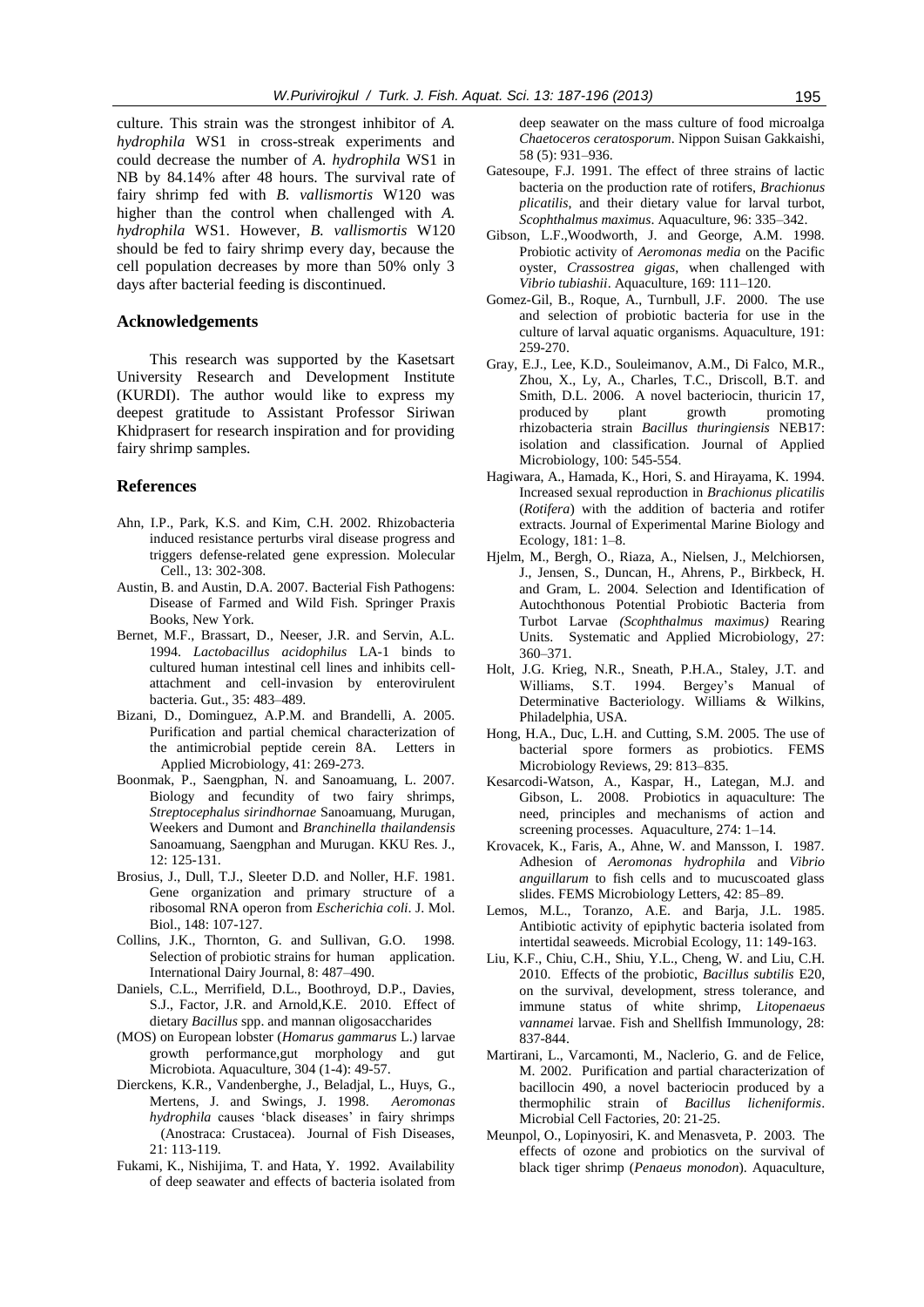culture. This strain was the strongest inhibitor of *A. hydrophila* WS1 in cross-streak experiments and could decrease the number of *A. hydrophila* WS1 in NB by 84.14% after 48 hours. The survival rate of fairy shrimp fed with *B. vallismortis* W120 was higher than the control when challenged with *A. hydrophila* WS1. However, *B. vallismortis* W120 should be fed to fairy shrimp every day, because the cell population decreases by more than 50% only 3 days after bacterial feeding is discontinued.

## Acknowledgements

This research was supported by the Kasetsart University Research and Development Institute (KURDI). The author would like to express my deepest gratitude to Assistant Professor Siriwan Khidprasert for research inspiration and for providing fairy shrimp samples.

## References

Ahn, I.P., Park, K.S. and Kim, C.H. 2002. Rhizobacteria induced resistance perturbs viral disease progress and triggers defense-related gene expression. Molecular Cell., 13: 302-308.

Austin, B. and Austin, D.A. 2007. Bacterial Fish Pathogens: Disease of Farmed and Wild Fish. Springer Praxis Books, New York.

Bernet, M.F., Brassart, D., Neeser, J.R. and Servin, A.L. 1994. *Lactobacillus acidophilus* LA-1 binds to cultured human intestinal cell lines and inhibits cell-attachment and cell-invasion by enterovirulent bacteria. Gut., 35: 483–489.

Bizani, D., Dominguez, A.P.M. and Brandelli, A. 2005. Purification and partial chemical characterization of the antimicrobial peptide cerein 8A. Letters in Applied Microbiology, 41: 269-273.

Boonmak, P., Saengphan, N. and Sanoamuang, L. 2007. Biology and fecundity of two fairy shrimps, *Streptocephalus sirindhornae* Sanoamuang, Murugan, Weekers and Dumont and *Branchinella thailandensis* Sanoamuang, Saengphan and Murugan. KKU Res. J., 12: 125-131.

Brosius, J., Dull, T.J., Sleeter D.D. and Noller, H.F. 1981. Gene organization and primary structure of a ribosomal RNA operon from *Escherichia coli*. J. Mol. Biol., 148: 107-127.

Collins, J.K., Thornton, G. and Sullivan, G.O. 1998. Selection of probiotic strains for human application. International Dairy Journal, 8: 487–490.

Daniels, C.L., Merrifield, D.L., Boothroyd, D.P., Davies, S.J., Factor, J.R. and Arnold,K.E. 2010. Effect of dietary *Bacillus* spp. and mannan oligosaccharides (MOS) on European lobster (*Homarus gammarus* L.) larvae growth performance,gut morphology and gut Microbiota. Aquaculture, 304 (1-4): 49-57.

Dierckens, K.R., Vandenberghe, J., Beladjal, L., Huys, G., Mertens, J. and Swings, J. 1998. *Aeromonas hydrophila* causes 'black diseases' in fairy shrimps (Anostraca: Crustacea). Journal of Fish Diseases, 21: 113-119.

Fukami, K., Nishijima, T. and Hata, Y. 1992. Availability of deep seawater and effects of bacteria isolated from deep seawater on the mass culture of food microalga *Chaetoceros ceratosporum*. Nippon Suisan Gakkaishi, 58 (5): 931–936.

Gatesoupe, F.J. 1991. The effect of three strains of lactic bacteria on the production rate of rotifers, *Brachionus plicatilis*, and their dietary value for larval turbot, *Scophthalmus maximus*. Aquaculture, 96: 335–342.

Gibson, L.F.,Woodworth, J. and George, A.M. 1998. Probiotic activity of *Aeromonas media* on the Pacific oyster, *Crassostrea gigas*, when challenged with *Vibrio tubiashii*. Aquaculture, 169: 111–120.

Gomez-Gil, B., Roque, A., Turnbull, J.F. 2000. The use and selection of probiotic bacteria for use in the culture of larval aquatic organisms. Aquaculture, 191: 259-270.

Gray, E.J., Lee, K.D., Souleimanov, A.M., Di Falco, M.R., Zhou, X., Ly, A., Charles, T.C., Driscoll, B.T. and Smith, D.L. 2006. A novel bacteriocin, thuricin 17, produced by plant growth promoting rhizobacteria strain *Bacillus thuringiensis* NEB17: isolation and classification. Journal of Applied Microbiology, 100: 545-554.

Hagiwara, A., Hamada, K., Hori, S. and Hirayama, K. 1994. Increased sexual reproduction in *Brachionus plicatilis* (*Rotifera*) with the addition of bacteria and rotifer extracts. Journal of Experimental Marine Biology and Ecology, 181: 1–8.

Hjelm, M., Bergh, O., Riaza, A., Nielsen, J., Melchiorsen, J., Jensen, S., Duncan, H., Ahrens, P., Birkbeck, H. and Gram, L. 2004. Selection and Identification of Autochthonous Potential Probiotic Bacteria from Turbot Larvae *(Scophthalmus maximus)* Rearing Units. Systematic and Applied Microbiology, 27: 360–371.

Holt, J.G. Krieg, N.R., Sneath, P.H.A., Staley, J.T. and Williams, S.T. 1994. Bergey's Manual of Determinative Bacteriology. Williams & Wilkins, Philadelphia, USA.

Hong, H.A., Duc, L.H. and Cutting, S.M. 2005. The use of bacterial spore formers as probiotics. FEMS Microbiology Reviews, 29: 813–835.

Kesarcodi-Watson, A., Kaspar, H., Lategan, M.J. and Gibson, L. 2008. Probiotics in aquaculture: The need, principles and mechanisms of action and screening processes. Aquaculture, 274: 1–14.

Krovacek, K., Faris, A., Ahne, W. and Mansson, I. 1987. Adhesion of *Aeromonas hydrophila* and *Vibrio anguillarum* to fish cells and to mucuscoated glass slides. FEMS Microbiology Letters, 42: 85–89.

Lemos, M.L., Toranzo, A.E. and Barja, J.L. 1985. Antibiotic activity of epiphytic bacteria isolated from intertidal seaweeds. Microbial Ecology, 11: 149-163.

Liu, K.F., Chiu, C.H., Shiu, Y.L., Cheng, W. and Liu, C.H. 2010. Effects of the probiotic, *Bacillus subtilis* E20, on the survival, development, stress tolerance, and immune status of white shrimp, *Litopenaeus vannamei* larvae. Fish and Shellfish Immunology, 28: 837-844.

Martirani, L., Varcamonti, M., Naclerio, G. and de Felice, M. 2002. Purification and partial characterization of bacillocin 490, a novel bacteriocin produced by a thermophilic strain of *Bacillus licheniformis*. Microbial Cell Factories, 20: 21-25.

Meunpol, O., Lopinyosiri, K. and Menasveta, P. 2003. The effects of ozone and probiotics on the survival of black tiger shrimp (*Penaeus monodon*). Aquaculture,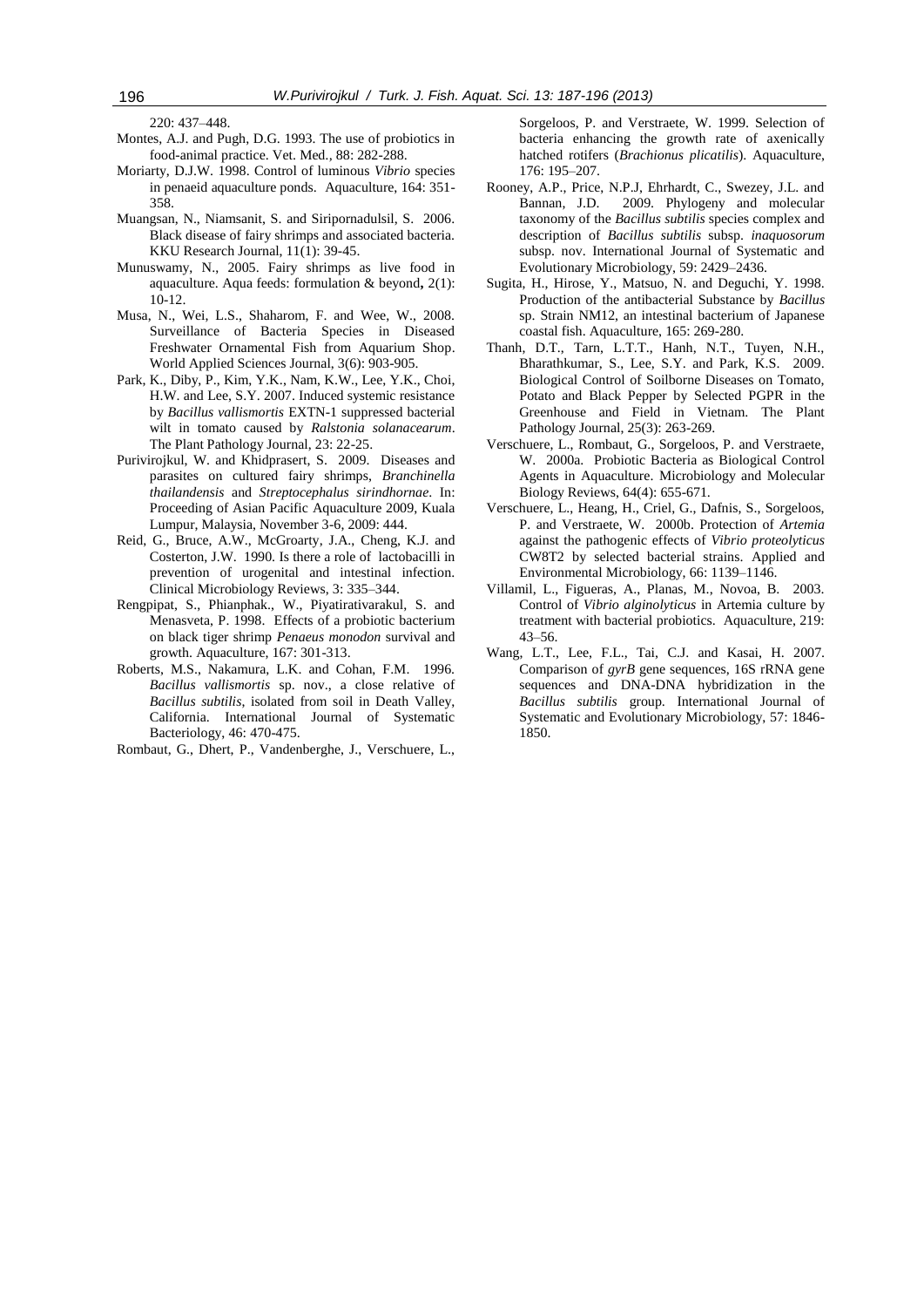220: 437–448.

Montes, A.J. and Pugh, D.G. 1993. The use of probiotics in food-animal practice. Vet. Med., 88: 282-288.

Moriarty, D.J.W. 1998. Control of luminous *Vibrio* species in penaeid aquaculture ponds. Aquaculture, 164: 351-358.

Muangsan, N., Niamsanit, S. and Siripornadulsil, S. 2006. Black disease of fairy shrimps and associated bacteria. KKU Research Journal, 11(1): 39-45.

Munuswamy, N., 2005. Fairy shrimps as live food in aquaculture. Aqua feeds: formulation & beyond**,** 2(1): 10-12.

Musa, N., Wei, L.S., Shaharom, F. and Wee, W., 2008. Surveillance of Bacteria Species in Diseased Freshwater Ornamental Fish from Aquarium Shop. World Applied Sciences Journal, 3(6): 903-905.

Park, K., Diby, P., Kim, Y.K., Nam, K.W., Lee, Y.K., Choi, H.W. and Lee, S.Y. 2007. Induced systemic resistance by *Bacillus vallismortis* EXTN-1 suppressed bacterial wilt in tomato caused by *Ralstonia solanacearum*. The Plant Pathology Journal, 23: 22-25.

Purivirojkul, W. and Khidprasert, S. 2009. Diseases and parasites on cultured fairy shrimps, *Branchinella thailandensis* and *Streptocephalus sirindhornae*. In: Proceeding of Asian Pacific Aquaculture 2009, Kuala Lumpur, Malaysia, November 3-6, 2009: 444.

Reid, G., Bruce, A.W., McGroarty, J.A., Cheng, K.J. and Costerton, J.W. 1990. Is there a role of lactobacilli in prevention of urogenital and intestinal infection. Clinical Microbiology Reviews, 3: 335–344.

Rengpipat, S., Phianphak., W., Piyatirativarakul, S. and Menasveta, P. 1998. Effects of a probiotic bacterium on black tiger shrimp *Penaeus monodon* survival and growth. Aquaculture, 167: 301-313.

Roberts, M.S., Nakamura, L.K. and Cohan, F.M. 1996. *Bacillus vallismortis* sp. nov., a close relative of *Bacillus subtilis*, isolated from soil in Death Valley, California. International Journal of Systematic Bacteriology, 46: 470-475.

Rombaut, G., Dhert, P., Vandenberghe, J., Verschuere, L., Sorgeloos, P. and Verstraete, W. 1999. Selection of bacteria enhancing the growth rate of axenically hatched rotifers (*Brachionus plicatilis*). Aquaculture, 176: 195–207.

Rooney, A.P., Price, N.P.J, Ehrhardt, C., Swezey, J.L. and Bannan, J.D. 2009. Phylogeny and molecular taxonomy of the *Bacillus subtilis* species complex and description of *Bacillus subtilis* subsp. *inaquosorum* subsp. nov. International Journal of Systematic and Evolutionary Microbiology, 59: 2429–2436.

Sugita, H., Hirose, Y., Matsuo, N. and Deguchi, Y. 1998. Production of the antibacterial Substance by *Bacillus* sp. Strain NM12, an intestinal bacterium of Japanese coastal fish. Aquaculture, 165: 269-280.

Thanh, D.T., Tarn, L.T.T., Hanh, N.T., Tuyen, N.H., Bharathkumar, S., Lee, S.Y. and Park, K.S. 2009. Biological Control of Soilborne Diseases on Tomato, Potato and Black Pepper by Selected PGPR in the Greenhouse and Field in Vietnam. The Plant Pathology Journal, 25(3): 263-269.

Verschuere, L., Rombaut, G., Sorgeloos, P. and Verstraete, W. 2000a. Probiotic Bacteria as Biological Control Agents in Aquaculture. Microbiology and Molecular Biology Reviews, 64(4): 655-671.

Verschuere, L., Heang, H., Criel, G., Dafnis, S., Sorgeloos, P. and Verstraete, W. 2000b. Protection of *Artemia* against the pathogenic effects of *Vibrio proteolyticus* CW8T2 by selected bacterial strains. Applied and Environmental Microbiology, 66: 1139–1146.

Villamil, L., Figueras, A., Planas, M., Novoa, B. 2003. Control of *Vibrio alginolyticus* in Artemia culture by treatment with bacterial probiotics. Aquaculture, 219: 43–56.

Wang, L.T., Lee, F.L., Tai, C.J. and Kasai, H. 2007. Comparison of *gyrB* gene sequences, 16S rRNA gene sequences and DNA-DNA hybridization in the *Bacillus subtilis* group. International Journal of Systematic and Evolutionary Microbiology, 57: 1846-1850.